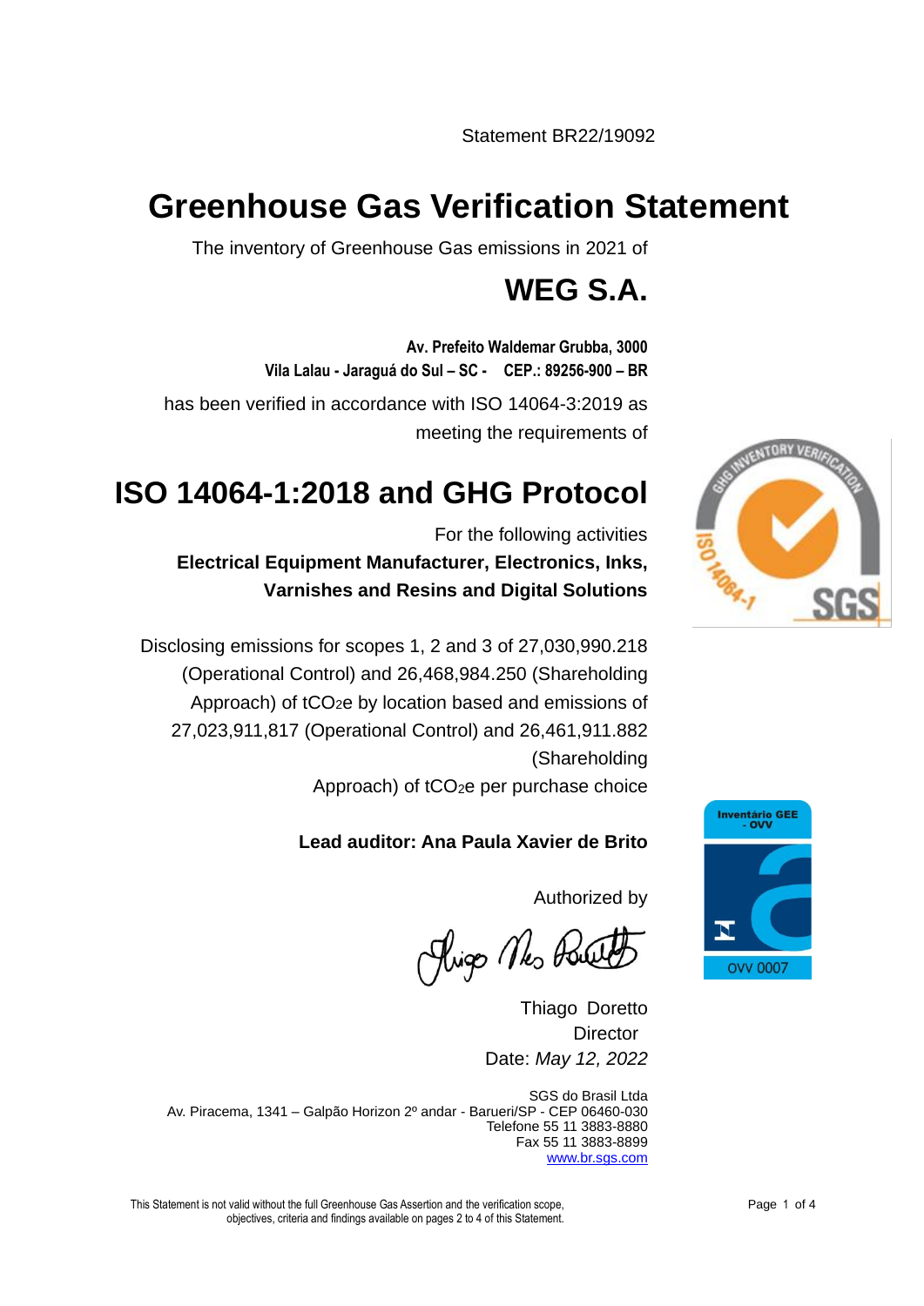Statement BR22/19092

# Greenhouse Gas Verification Statement

The inventory of Greenhouse Gas emissions in 2021 of

## WEG S.A.

**Av. Prefeito Waldemar Grubba, 3000**
**Vila Lalau - Jaraguá do Sul – SC - CEP.: 89256-900 – BR**

has been verified in accordance with ISO 14064-3:2019 as meeting the requirements of

## ISO 14064-1:2018 and GHG Protocol

For the following activities

**Electrical Equipment Manufacturer, Electronics, Inks, Varnishes and Resins and Digital Solutions**

Disclosing emissions for scopes 1, 2 and 3 of 27,030,990.218 (Operational Control) and 26,468,984.250 (Shareholding Approach) of $tCO_2e$ by location based and emissions of 27,023,911,817 (Operational Control) and 26,461,911.882 (Shareholding Approach) of $tCO_2e$ per purchase choice

**Lead auditor: Ana Paula Xavier de Brito**

Authorized by

Thiago Doretto
Director
Date: *May 12, 2022*

SGS do Brasil Ltda
Av. Piracema, 1341 – Galpão Horizon 2º andar - Barueri/SP - CEP 06460-030
Telefone 55 11 3883-8880
Fax 55 11 3883-8899
www.br.sgs.com

Inventário GEE - OVV
OVV 0007

This Statement is not valid without the full Greenhouse Gas Assertion and the verification scope, objectives, criteria and findings available on pages 2 to 4 of this Statement.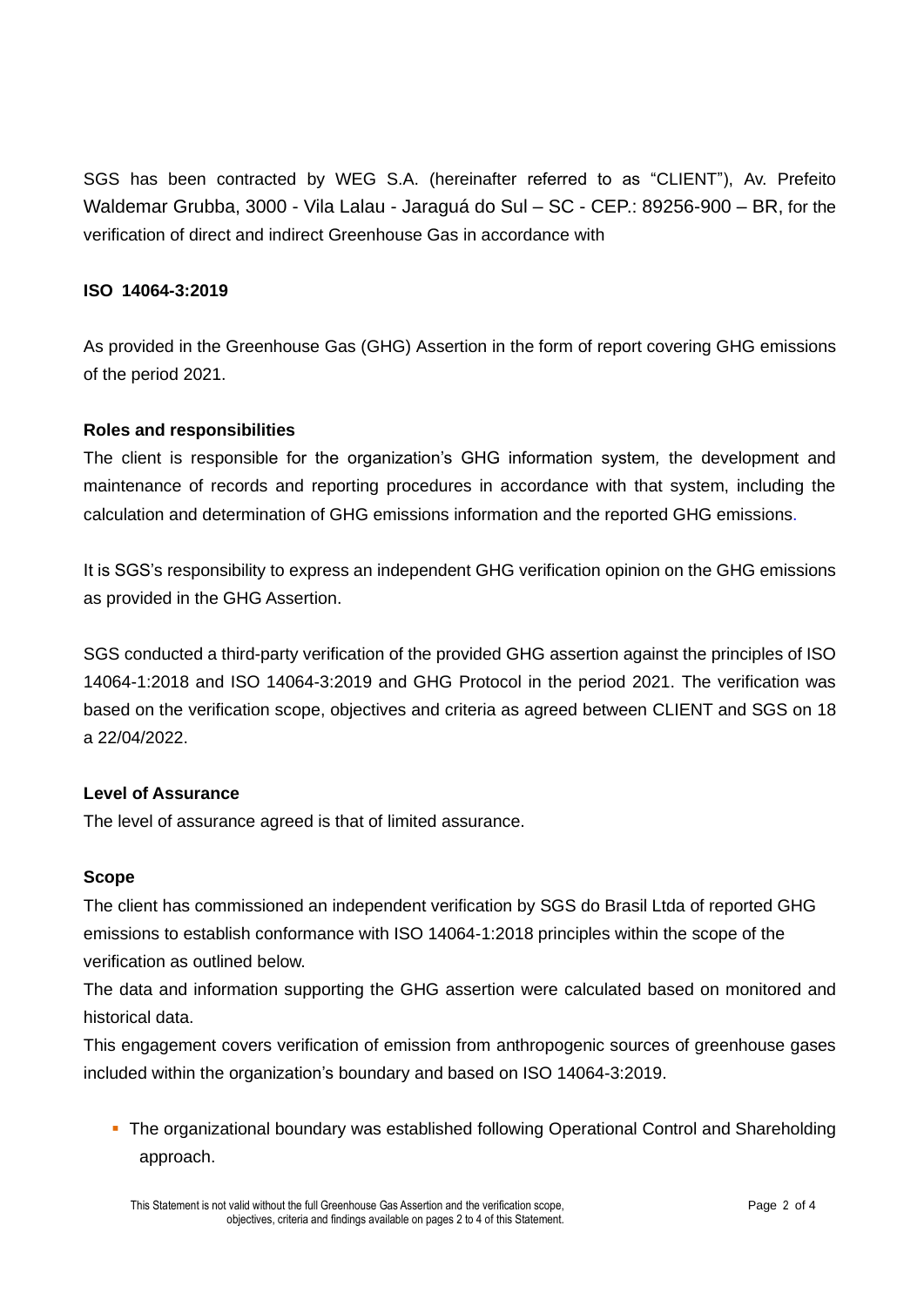SGS has been contracted by WEG S.A. (hereinafter referred to as "CLIENT"), Av. Prefeito Waldemar Grubba, 3000 - Vila Lalau - Jaraguá do Sul – SC - CEP.: 89256-900 – BR, for the verification of direct and indirect Greenhouse Gas in accordance with

**ISO 14064-3:2019**

As provided in the Greenhouse Gas (GHG) Assertion in the form of report covering GHG emissions of the period 2021.

**Roles and responsibilities**

The client is responsible for the organization's GHG information system, the development and maintenance of records and reporting procedures in accordance with that system, including the calculation and determination of GHG emissions information and the reported GHG emissions.

It is SGS's responsibility to express an independent GHG verification opinion on the GHG emissions as provided in the GHG Assertion.

SGS conducted a third-party verification of the provided GHG assertion against the principles of ISO 14064-1:2018 and ISO 14064-3:2019 and GHG Protocol in the period 2021. The verification was based on the verification scope, objectives and criteria as agreed between CLIENT and SGS on 18 a 22/04/2022.

**Level of Assurance**

The level of assurance agreed is that of limited assurance.

**Scope**

The client has commissioned an independent verification by SGS do Brasil Ltda of reported GHG emissions to establish conformance with ISO 14064-1:2018 principles within the scope of the verification as outlined below.

The data and information supporting the GHG assertion were calculated based on monitored and historical data.

This engagement covers verification of emission from anthropogenic sources of greenhouse gases included within the organization's boundary and based on ISO 14064-3:2019.

- The organizational boundary was established following Operational Control and Shareholding approach.

This Statement is not valid without the full Greenhouse Gas Assertion and the verification scope, objectives, criteria and findings available on pages 2 to 4 of this Statement.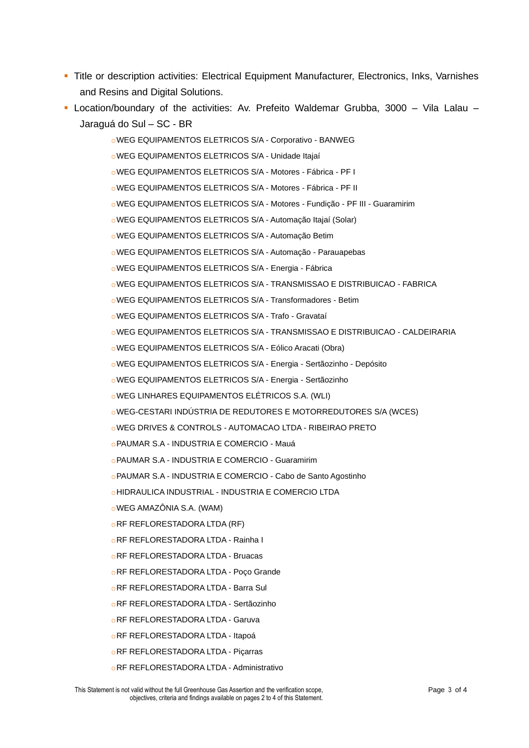- Title or description activities: Electrical Equipment Manufacturer, Electronics, Inks, Varnishes and Resins and Digital Solutions.
- Location/boundary of the activities: Av. Prefeito Waldemar Grubba, 3000 – Vila Lalau – Jaraguá do Sul – SC - BR
    - WEG EQUIPAMENTOS ELETRICOS S/A - Corporativo - BANWEG
    - WEG EQUIPAMENTOS ELETRICOS S/A - Unidade Itajaí
    - WEG EQUIPAMENTOS ELETRICOS S/A - Motores - Fábrica - PF I
    - WEG EQUIPAMENTOS ELETRICOS S/A - Motores - Fábrica - PF II
    - WEG EQUIPAMENTOS ELETRICOS S/A - Motores - Fundição - PF III - Guaramirim
    - WEG EQUIPAMENTOS ELETRICOS S/A - Automação Itajaí (Solar)
    - WEG EQUIPAMENTOS ELETRICOS S/A - Automação Betim
    - WEG EQUIPAMENTOS ELETRICOS S/A - Automação - Parauapebas
    - WEG EQUIPAMENTOS ELETRICOS S/A - Energia - Fábrica
    - WEG EQUIPAMENTOS ELETRICOS S/A - TRANSMISSAO E DISTRIBUICAO - FABRICA
    - WEG EQUIPAMENTOS ELETRICOS S/A - Transformadores - Betim
    - WEG EQUIPAMENTOS ELETRICOS S/A - Trafo - Gravataí
    - WEG EQUIPAMENTOS ELETRICOS S/A - TRANSMISSAO E DISTRIBUICAO - CALDEIRARIA
    - WEG EQUIPAMENTOS ELETRICOS S/A - Eólico Aracati (Obra)
    - WEG EQUIPAMENTOS ELETRICOS S/A - Energia - Sertãozinho - Depósito
    - WEG EQUIPAMENTOS ELETRICOS S/A - Energia - Sertãozinho
    - WEG LINHARES EQUIPAMENTOS ELÉTRICOS S.A. (WLI)
    - WEG-CESTARI INDÚSTRIA DE REDUTORES E MOTORREDUTORES S/A (WCES)
    - WEG DRIVES & CONTROLS - AUTOMACAO LTDA - RIBEIRAO PRETO
    - PAUMAR S.A - INDUSTRIA E COMERCIO - Mauá
    - PAUMAR S.A - INDUSTRIA E COMERCIO - Guaramirim
    - PAUMAR S.A - INDUSTRIA E COMERCIO - Cabo de Santo Agostinho
    - HIDRAULICA INDUSTRIAL - INDUSTRIA E COMERCIO LTDA
    - WEG AMAZÔNIA S.A. (WAM)
    - RF REFLORESTADORA LTDA (RF)
    - RF REFLORESTADORA LTDA - Rainha I
    - RF REFLORESTADORA LTDA - Bruacas
    - RF REFLORESTADORA LTDA - Poço Grande
    - RF REFLORESTADORA LTDA - Barra Sul
    - RF REFLORESTADORA LTDA - Sertãozinho
    - RF REFLORESTADORA LTDA - Garuva
    - RF REFLORESTADORA LTDA - Itapoá
    - RF REFLORESTADORA LTDA - Piçarras
    - RF REFLORESTADORA LTDA - Administrativo

This Statement is not valid without the full Greenhouse Gas Assertion and the verification scope, objectives, criteria and findings available on pages 2 to 4 of this Statement.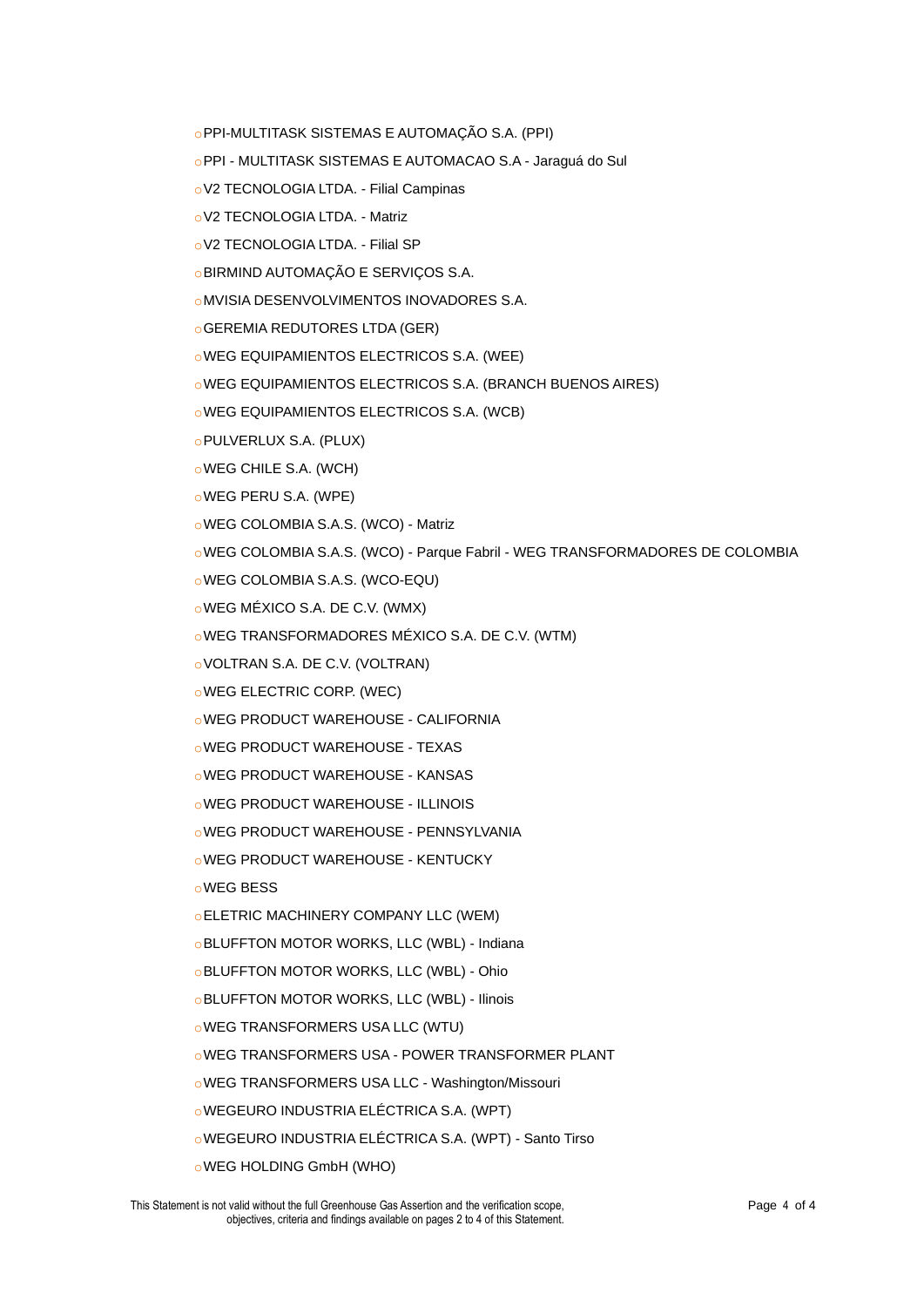- PPI-MULTITASK SISTEMAS E AUTOMAÇÃO S.A. (PPI)
- PPI - MULTITASK SISTEMAS E AUTOMACAO S.A - Jaraguá do Sul
- V2 TECNOLOGIA LTDA. - Filial Campinas
- V2 TECNOLOGIA LTDA. - Matriz
- V2 TECNOLOGIA LTDA. - Filial SP
- BIRMIND AUTOMAÇÃO E SERVIÇOS S.A.
- MVISIA DESENVOLVIMENTOS INOVADORES S.A.
- GEREMIA REDUTORES LTDA (GER)
- WEG EQUIPAMIENTOS ELECTRICOS S.A. (WEE)
- WEG EQUIPAMIENTOS ELECTRICOS S.A. (BRANCH BUENOS AIRES)
- WEG EQUIPAMIENTOS ELECTRICOS S.A. (WCB)
- PULVERLUX S.A. (PLUX)
- WEG CHILE S.A. (WCH)
- WEG PERU S.A. (WPE)
- WEG COLOMBIA S.A.S. (WCO) - Matriz
- WEG COLOMBIA S.A.S. (WCO) - Parque Fabril - WEG TRANSFORMADORES DE COLOMBIA
- WEG COLOMBIA S.A.S. (WCO-EQU)
- WEG MÉXICO S.A. DE C.V. (WMX)
- WEG TRANSFORMADORES MÉXICO S.A. DE C.V. (WTM)
- VOLTRAN S.A. DE C.V. (VOLTRAN)
- WEG ELECTRIC CORP. (WEC)
- WEG PRODUCT WAREHOUSE - CALIFORNIA
- WEG PRODUCT WAREHOUSE - TEXAS
- WEG PRODUCT WAREHOUSE - KANSAS
- WEG PRODUCT WAREHOUSE - ILLINOIS
- WEG PRODUCT WAREHOUSE - PENNSYLVANIA
- WEG PRODUCT WAREHOUSE - KENTUCKY
- WEG BESS
- ELETRIC MACHINERY COMPANY LLC (WEM)
- BLUFFTON MOTOR WORKS, LLC (WBL) - Indiana
- BLUFFTON MOTOR WORKS, LLC (WBL) - Ohio
- BLUFFTON MOTOR WORKS, LLC (WBL) - Ilinois
- WEG TRANSFORMERS USA LLC (WTU)
- WEG TRANSFORMERS USA - POWER TRANSFORMER PLANT
- WEG TRANSFORMERS USA LLC - Washington/Missouri
- WEGEURO INDUSTRIA ELÉCTRICA S.A. (WPT)
- WEGEURO INDUSTRIA ELÉCTRICA S.A. (WPT) - Santo Tirso
- WEG HOLDING GmbH (WHO)

This Statement is not valid without the full Greenhouse Gas Assertion and the verification scope, objectives, criteria and findings available on pages 2 to 4 of this Statement.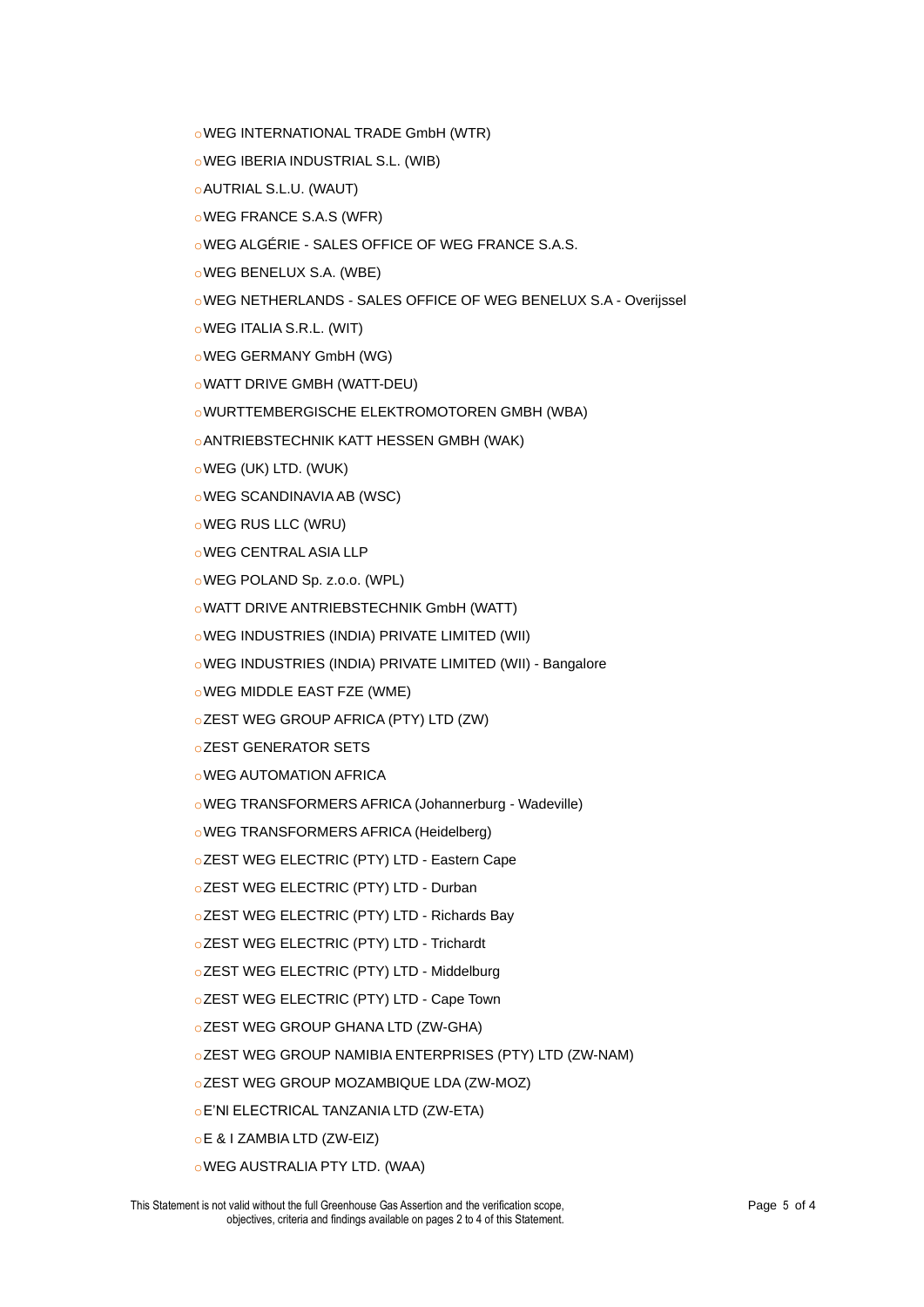- WEG INTERNATIONAL TRADE GmbH (WTR)
- WEG IBERIA INDUSTRIAL S.L. (WIB)
- AUTRIAL S.L.U. (WAUT)
- WEG FRANCE S.A.S (WFR)
- WEG ALGÉRIE - SALES OFFICE OF WEG FRANCE S.A.S.
- WEG BENELUX S.A. (WBE)
- WEG NETHERLANDS - SALES OFFICE OF WEG BENELUX S.A - Overijssel
- WEG ITALIA S.R.L. (WIT)
- WEG GERMANY GmbH (WG)
- WATT DRIVE GMBH (WATT-DEU)
- WURTTEMBERGISCHE ELEKTROMOTOREN GMBH (WBA)
- ANTRIEBSTECHNIK KATT HESSEN GMBH (WAK)
- WEG (UK) LTD. (WUK)
- WEG SCANDINAVIA AB (WSC)
- WEG RUS LLC (WRU)
- WEG CENTRAL ASIA LLP
- WEG POLAND Sp. z.o.o. (WPL)
- WATT DRIVE ANTRIEBSTECHNIK GmbH (WATT)
- WEG INDUSTRIES (INDIA) PRIVATE LIMITED (WII)
- WEG INDUSTRIES (INDIA) PRIVATE LIMITED (WII) - Bangalore
- WEG MIDDLE EAST FZE (WME)
- ZEST WEG GROUP AFRICA (PTY) LTD (ZW)
- ZEST GENERATOR SETS
- WEG AUTOMATION AFRICA
- WEG TRANSFORMERS AFRICA (Johannerburg - Wadeville)
- WEG TRANSFORMERS AFRICA (Heidelberg)
- ZEST WEG ELECTRIC (PTY) LTD - Eastern Cape
- ZEST WEG ELECTRIC (PTY) LTD - Durban
- ZEST WEG ELECTRIC (PTY) LTD - Richards Bay
- ZEST WEG ELECTRIC (PTY) LTD - Trichardt
- ZEST WEG ELECTRIC (PTY) LTD - Middelburg
- ZEST WEG ELECTRIC (PTY) LTD - Cape Town
- ZEST WEG GROUP GHANA LTD (ZW-GHA)
- ZEST WEG GROUP NAMIBIA ENTERPRISES (PTY) LTD (ZW-NAM)
- ZEST WEG GROUP MOZAMBIQUE LDA (ZW-MOZ)
- E'NI ELECTRICAL TANZANIA LTD (ZW-ETA)
- E & I ZAMBIA LTD (ZW-EIZ)
- WEG AUSTRALIA PTY LTD. (WAA)

This Statement is not valid without the full Greenhouse Gas Assertion and the verification scope, objectives, criteria and findings available on pages 2 to 4 of this Statement.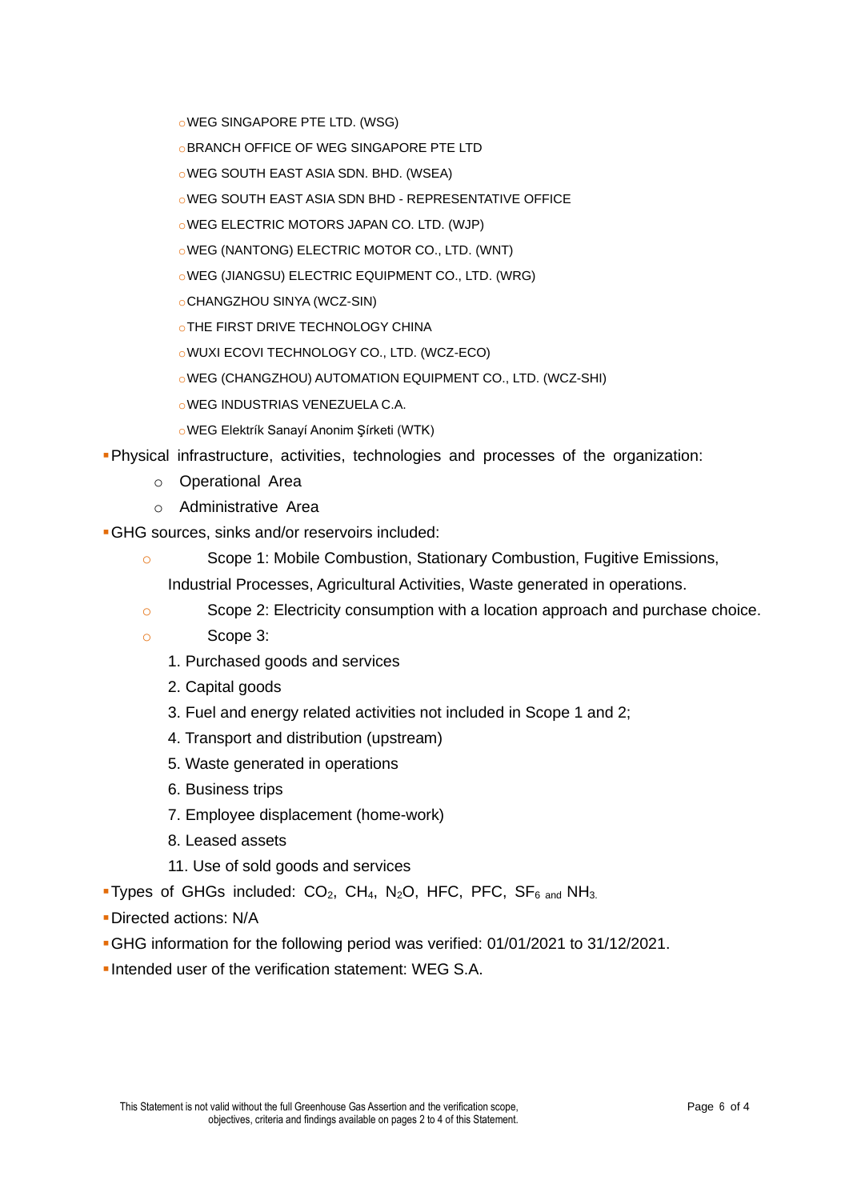- WEG SINGAPORE PTE LTD. (WSG)
- BRANCH OFFICE OF WEG SINGAPORE PTE LTD
- WEG SOUTH EAST ASIA SDN. BHD. (WSEA)
- WEG SOUTH EAST ASIA SDN BHD - REPRESENTATIVE OFFICE
- WEG ELECTRIC MOTORS JAPAN CO. LTD. (WJP)
- WEG (NANTONG) ELECTRIC MOTOR CO., LTD. (WNT)
- WEG (JIANGSU) ELECTRIC EQUIPMENT CO., LTD. (WRG)
- CHANGZHOU SINYA (WCZ-SIN)
- THE FIRST DRIVE TECHNOLOGY CHINA
- WUXI ECOVI TECHNOLOGY CO., LTD. (WCZ-ECO)
- WEG (CHANGZHOU) AUTOMATION EQUIPMENT CO., LTD. (WCZ-SHI)
- WEG INDUSTRIAS VENEZUELA C.A.
- WEG Elektrík Sanayí Anonim Şírketi (WTK)

- Physical infrastructure, activities, technologies and processes of the organization:
  - Operational Area
  - Administrative Area
- GHG sources, sinks and/or reservoirs included:
  - Scope 1: Mobile Combustion, Stationary Combustion, Fugitive Emissions, Industrial Processes, Agricultural Activities, Waste generated in operations.
  - Scope 2: Electricity consumption with a location approach and purchase choice.
  - Scope 3:

    1. Purchased goods and services
    2. Capital goods
    3. Fuel and energy related activities not included in Scope 1 and 2;
    4. Transport and distribution (upstream)
    5. Waste generated in operations
    6. Business trips
    7. Employee displacement (home-work)
    8. Leased assets

    11. Use of sold goods and services
- Types of GHGs included: $CO_2$, $CH_4$, $N_2O$, HFC, PFC, $SF_6$ and $NH_3$.
- Directed actions: N/A
- GHG information for the following period was verified: 01/01/2021 to 31/12/2021.
- Intended user of the verification statement: WEG S.A.

This Statement is not valid without the full Greenhouse Gas Assertion and the verification scope, objectives, criteria and findings available on pages 2 to 4 of this Statement.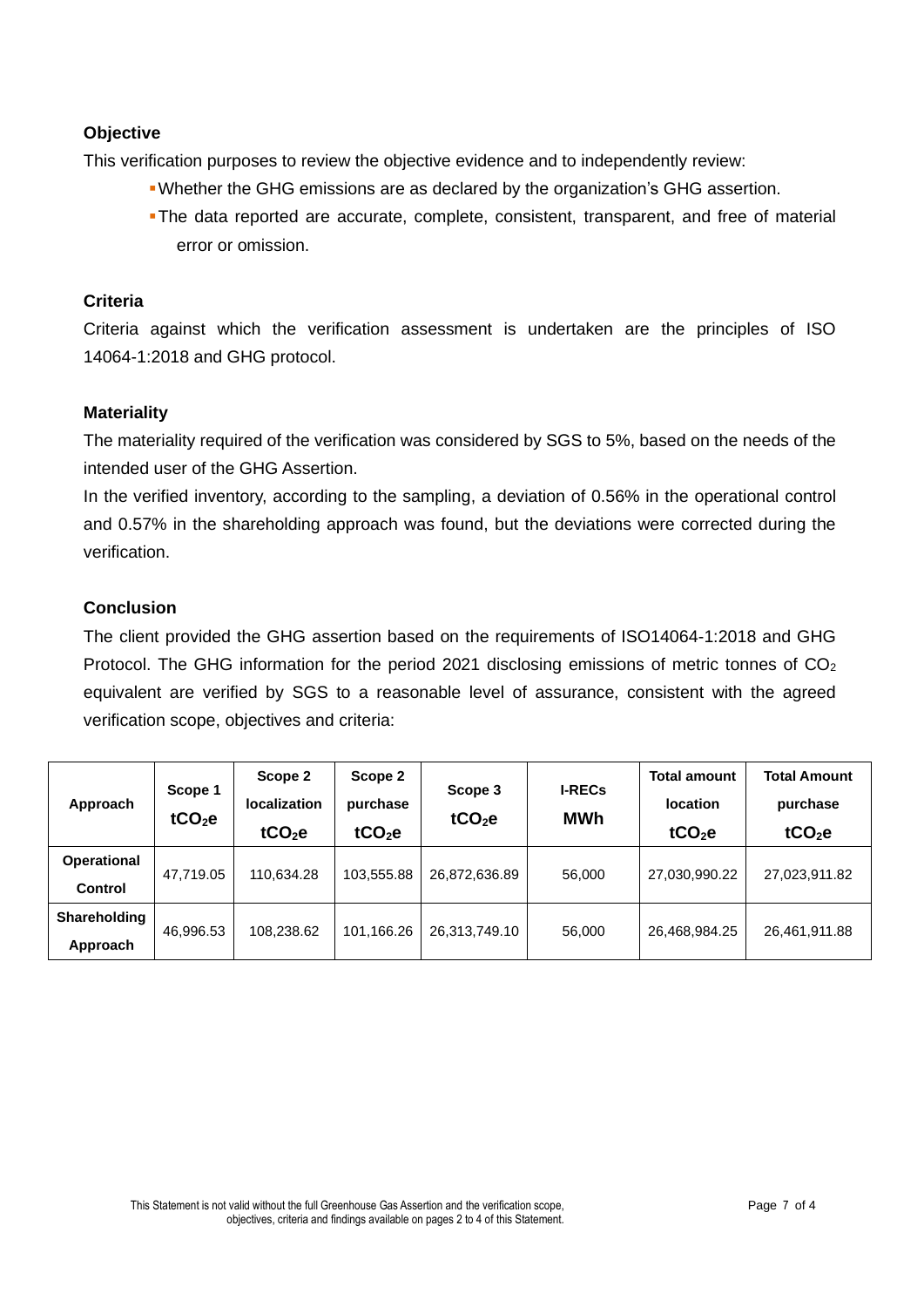### Objective

This verification purposes to review the objective evidence and to independently review:

- Whether the GHG emissions are as declared by the organization's GHG assertion.
- The data reported are accurate, complete, consistent, transparent, and free of material error or omission.

### Criteria

Criteria against which the verification assessment is undertaken are the principles of ISO 14064-1:2018 and GHG protocol.

### Materiality

The materiality required of the verification was considered by SGS to 5%, based on the needs of the intended user of the GHG Assertion.

In the verified inventory, according to the sampling, a deviation of 0.56% in the operational control and 0.57% in the shareholding approach was found, but the deviations were corrected during the verification.

### Conclusion

The client provided the GHG assertion based on the requirements of ISO14064-1:2018 and GHG Protocol. The GHG information for the period 2021 disclosing emissions of metric tonnes of $CO_2$ equivalent are verified by SGS to a reasonable level of assurance, consistent with the agreed verification scope, objectives and criteria:

| Approach | Scope 1 $tCO_2e$ | Scope 2 localization $tCO_2e$ | Scope 2 purchase $tCO_2e$ | Scope 3 $tCO_2e$ | I-RECs MWh | Total amount location $tCO_2e$ | Total Amount purchase $tCO_2e$ |
|---|---|---|---|---|---|---|---|
| Operational Control | 47,719.05 | 110,634.28 | 103,555.88 | 26,872,636.89 | 56,000 | 27,030,990.22 | 27,023,911.82 |
| Shareholding Approach | 46,996.53 | 108,238.62 | 101,166.26 | 26,313,749.10 | 56,000 | 26,468,984.25 | 26,461,911.88 |

This Statement is not valid without the full Greenhouse Gas Assertion and the verification scope, objectives, criteria and findings available on pages 2 to 4 of this Statement.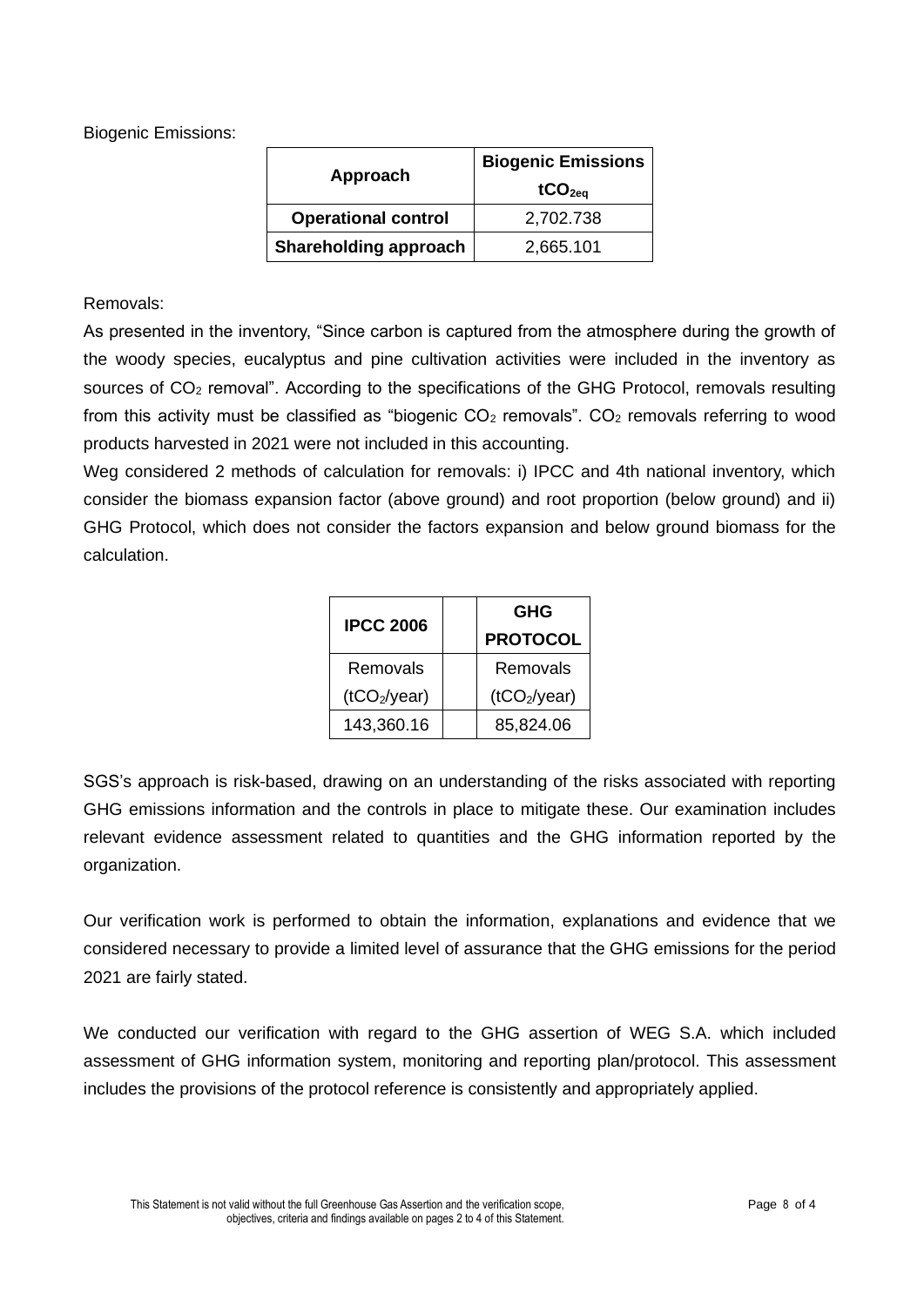Biogenic Emissions:

| Approach | Biogenic Emissions $tCO_{2eq}$ |
|---|---|
| **Operational control** | 2,702.738 |
| **Shareholding approach** | 2,665.101 |

Removals:

As presented in the inventory, "Since carbon is captured from the atmosphere during the growth of the woody species, eucalyptus and pine cultivation activities were included in the inventory as sources of $CO_2$ removal". According to the specifications of the GHG Protocol, removals resulting from this activity must be classified as "biogenic $CO_2$ removals". $CO_2$ removals referring to wood products harvested in 2021 were not included in this accounting.

Weg considered 2 methods of calculation for removals: i) IPCC and 4th national inventory, which consider the biomass expansion factor (above ground) and root proportion (below ground) and ii) GHG Protocol, which does not consider the factors expansion and below ground biomass for the calculation.

| IPCC 2006 | | GHG PROTOCOL |
|---|---|---|
| Removals ($tCO_2$/year) | | Removals ($tCO_2$/year) |
| 143,360.16 | | 85,824.06 |

SGS's approach is risk-based, drawing on an understanding of the risks associated with reporting GHG emissions information and the controls in place to mitigate these. Our examination includes relevant evidence assessment related to quantities and the GHG information reported by the organization.

Our verification work is performed to obtain the information, explanations and evidence that we considered necessary to provide a limited level of assurance that the GHG emissions for the period 2021 are fairly stated.

We conducted our verification with regard to the GHG assertion of WEG S.A. which included assessment of GHG information system, monitoring and reporting plan/protocol. This assessment includes the provisions of the protocol reference is consistently and appropriately applied.

This Statement is not valid without the full Greenhouse Gas Assertion and the verification scope, objectives, criteria and findings available on pages 2 to 4 of this Statement.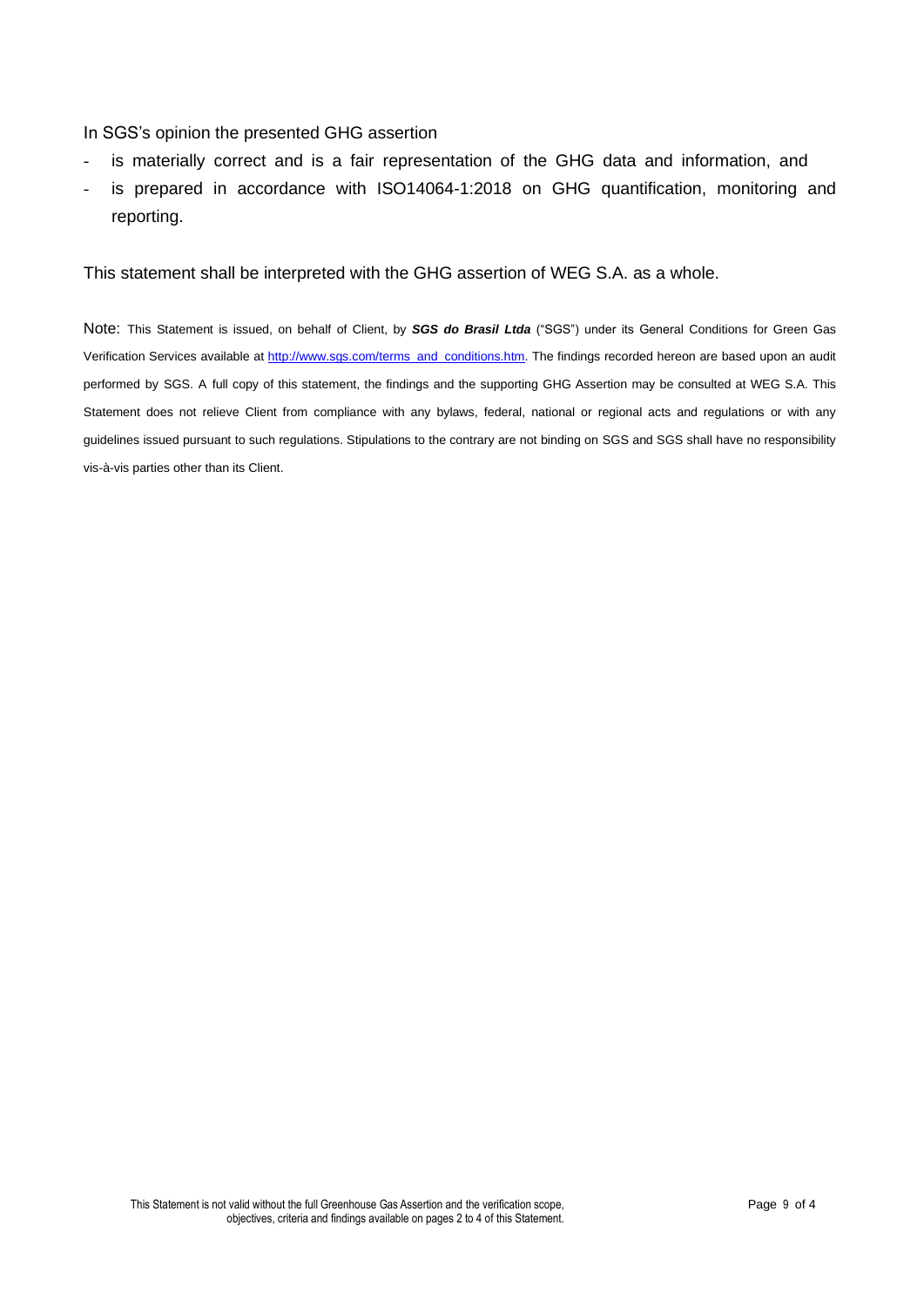In SGS's opinion the presented GHG assertion

- is materially correct and is a fair representation of the GHG data and information, and
- is prepared in accordance with ISO14064-1:2018 on GHG quantification, monitoring and reporting.

This statement shall be interpreted with the GHG assertion of WEG S.A. as a whole.

Note: This Statement is issued, on behalf of Client, by ***SGS do Brasil Ltda*** ("SGS") under its General Conditions for Green Gas Verification Services available at http://www.sgs.com/terms_and_conditions.htm. The findings recorded hereon are based upon an audit performed by SGS. A full copy of this statement, the findings and the supporting GHG Assertion may be consulted at WEG S.A. This Statement does not relieve Client from compliance with any bylaws, federal, national or regional acts and regulations or with any guidelines issued pursuant to such regulations. Stipulations to the contrary are not binding on SGS and SGS shall have no responsibility vis-à-vis parties other than its Client.

This Statement is not valid without the full Greenhouse Gas Assertion and the verification scope, objectives, criteria and findings available on pages 2 to 4 of this Statement.